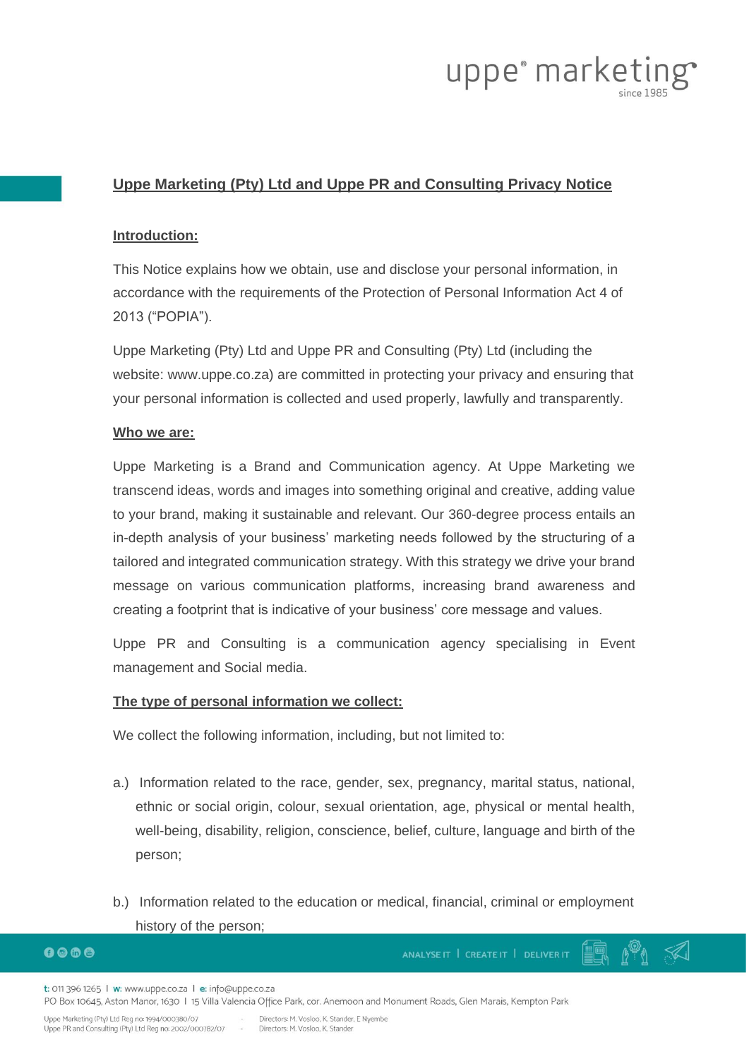# Uppe Marketing (Pty) Ltd and Uppe PR and Consulting Privacy Notice

## Introduction:

This Notice explains how we obtain, use and disclose your personal information, in accordance with the requirements of the Protection of Personal Information Act 4 of 2013 ("POPIA").

Uppe Marketing (Pty) Ltd and Uppe PR and Consulting (Pty) Ltd (including the website: www.uppe.co.za) are committed in protecting your privacy and ensuring that your personal information is collected and used properly, lawfully and transparently.

## Who we are:

Uppe Marketing is a Brand and Communication agency. At Uppe Marketing we transcend ideas, words and images into something original and creative, adding value to your brand, making it sustainable and relevant. Our 360-degree process entails an in-depth analysis of your business' marketing needs followed by the structuring of a tailored and integrated communication strategy. With this strategy we drive your brand message on various communication platforms, increasing brand awareness and creating a footprint that is indicative of your business' core message and values.

Uppe PR and Consulting is a communication agency specialising in Event management and Social media.

## The type of personal information we collect:

We collect the following information, including, but not limited to:

a.) Information related to the race, gender, sex, pregnancy, marital status, national, ethnic or social origin, colour, sexual orientation, age, physical or mental health, well-being, disability, religion, conscience, belief, culture, language and birth of the person;

b.) Information related to the education or medical, financial, criminal or employment history of the person;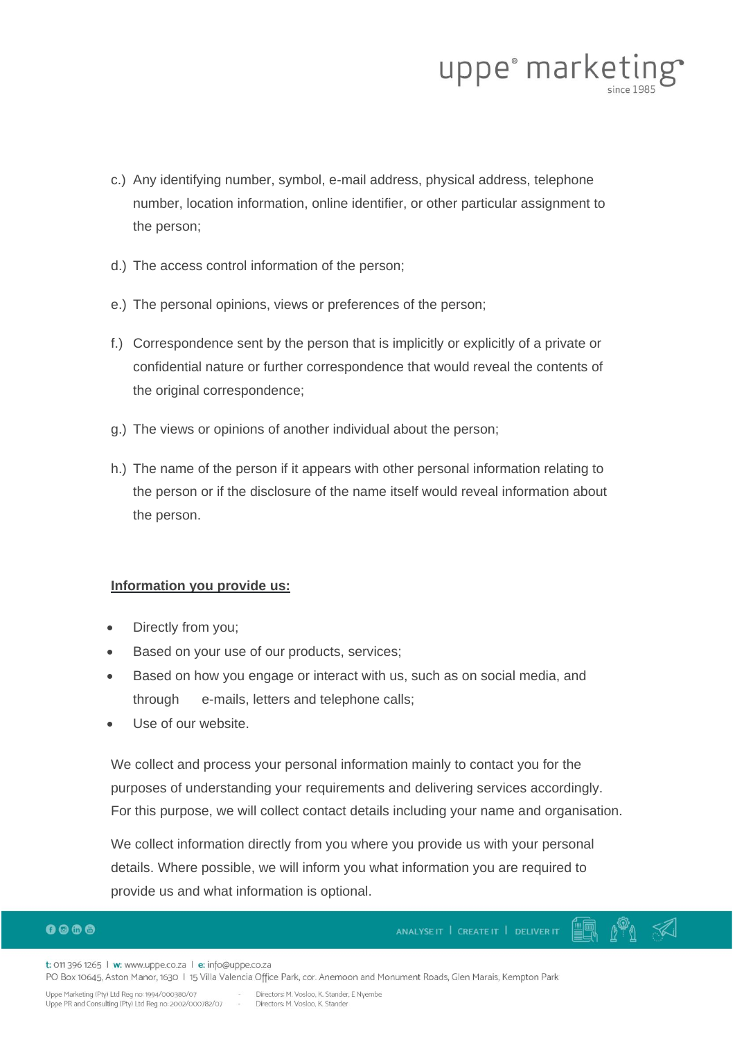c.) Any identifying number, symbol, e-mail address, physical address, telephone number, location information, online identifier, or other particular assignment to the person;

d.) The access control information of the person;

e.) The personal opinions, views or preferences of the person;

f.) Correspondence sent by the person that is implicitly or explicitly of a private or confidential nature or further correspondence that would reveal the contents of the original correspondence;

g.) The views or opinions of another individual about the person;

h.) The name of the person if it appears with other personal information relating to the person or if the disclosure of the name itself would reveal information about the person.

**Information you provide us:**

- Directly from you;
- Based on your use of our products, services;
- Based on how you engage or interact with us, such as on social media, and through e-mails, letters and telephone calls;
- Use of our website.

We collect and process your personal information mainly to contact you for the purposes of understanding your requirements and delivering services accordingly. For this purpose, we will collect contact details including your name and organisation.

We collect information directly from you where you provide us with your personal details. Where possible, we will inform you what information you are required to provide us and what information is optional.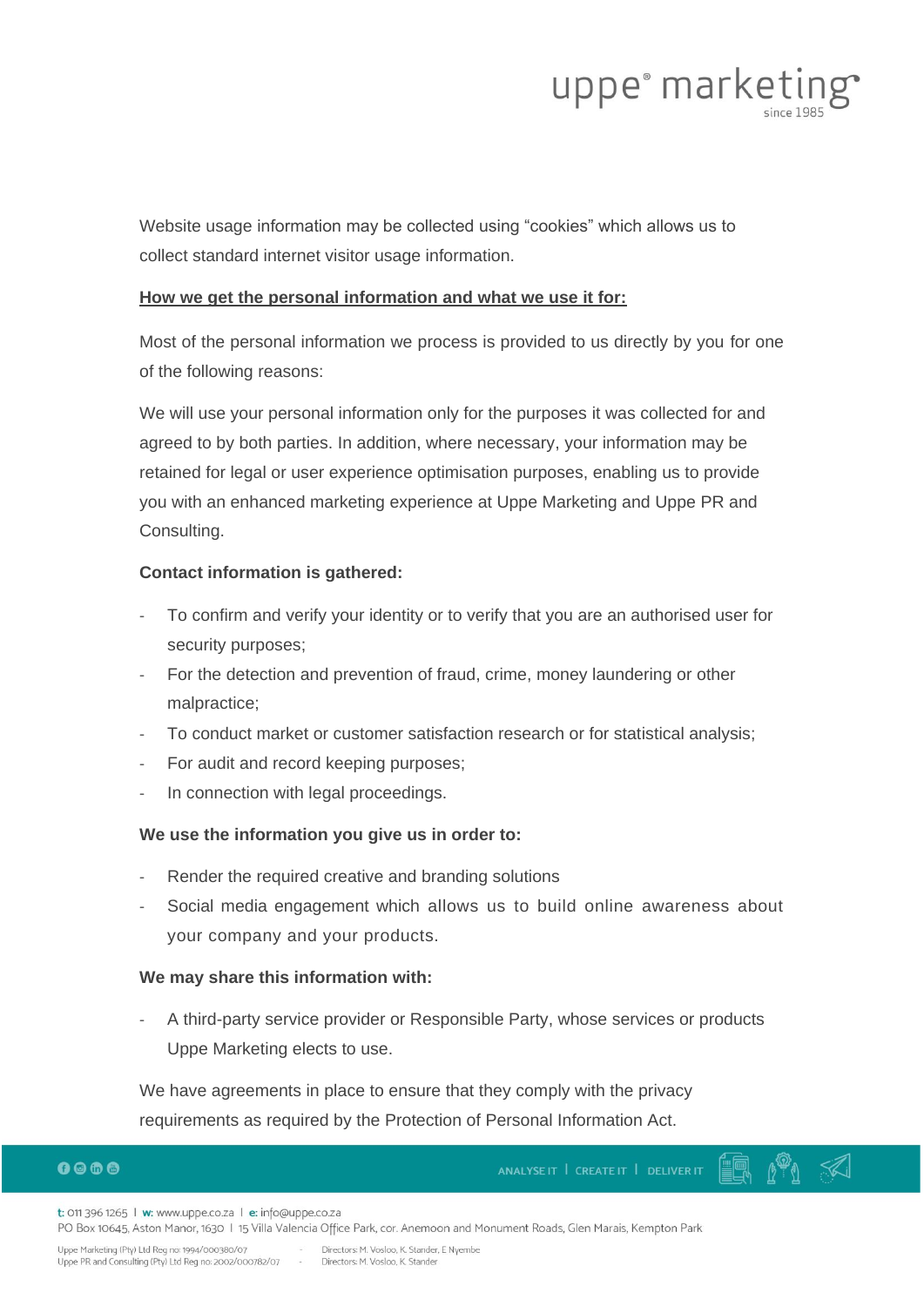Website usage information may be collected using "cookies" which allows us to collect standard internet visitor usage information.

**How we get the personal information and what we use it for:**

Most of the personal information we process is provided to us directly by you for one of the following reasons:

We will use your personal information only for the purposes it was collected for and agreed to by both parties. In addition, where necessary, your information may be retained for legal or user experience optimisation purposes, enabling us to provide you with an enhanced marketing experience at Uppe Marketing and Uppe PR and Consulting.

**Contact information is gathered:**

- To confirm and verify your identity or to verify that you are an authorised user for security purposes;
- For the detection and prevention of fraud, crime, money laundering or other malpractice;
- To conduct market or customer satisfaction research or for statistical analysis;
- For audit and record keeping purposes;
- In connection with legal proceedings.

**We use the information you give us in order to:**

- Render the required creative and branding solutions
- Social media engagement which allows us to build online awareness about your company and your products.

**We may share this information with:**

- A third-party service provider or Responsible Party, whose services or products Uppe Marketing elects to use.

We have agreements in place to ensure that they comply with the privacy requirements as required by the Protection of Personal Information Act.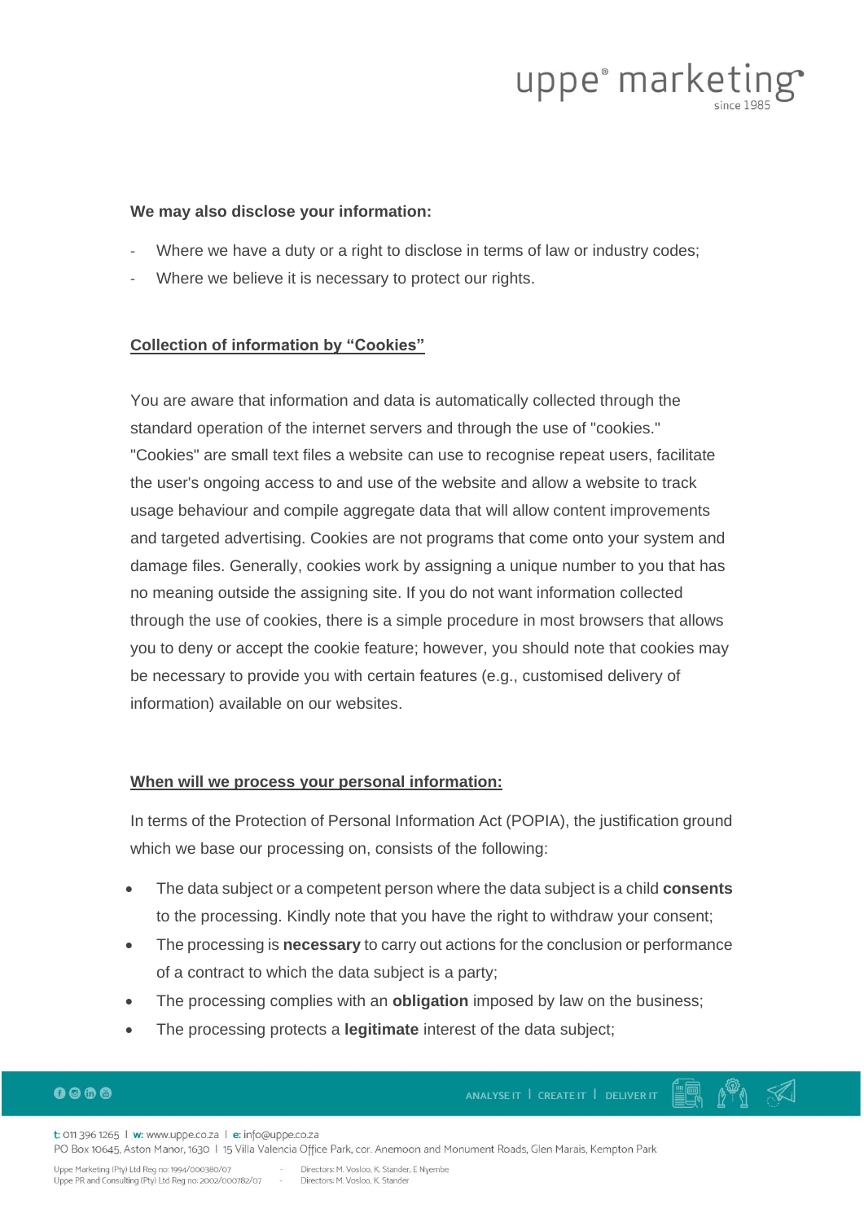**We may also disclose your information:**

- Where we have a duty or a right to disclose in terms of law or industry codes;
- Where we believe it is necessary to protect our rights.

**Collection of information by "Cookies"**

You are aware that information and data is automatically collected through the standard operation of the internet servers and through the use of "cookies." "Cookies" are small text files a website can use to recognise repeat users, facilitate the user's ongoing access to and use of the website and allow a website to track usage behaviour and compile aggregate data that will allow content improvements and targeted advertising. Cookies are not programs that come onto your system and damage files. Generally, cookies work by assigning a unique number to you that has no meaning outside the assigning site. If you do not want information collected through the use of cookies, there is a simple procedure in most browsers that allows you to deny or accept the cookie feature; however, you should note that cookies may be necessary to provide you with certain features (e.g., customised delivery of information) available on our websites.

**When will we process your personal information:**

In terms of the Protection of Personal Information Act (POPIA), the justification ground which we base our processing on, consists of the following:

- The data subject or a competent person where the data subject is a child **consents** to the processing. Kindly note that you have the right to withdraw your consent;
- The processing is **necessary** to carry out actions for the conclusion or performance of a contract to which the data subject is a party;
- The processing complies with an **obligation** imposed by law on the business;
- The processing protects a **legitimate** interest of the data subject;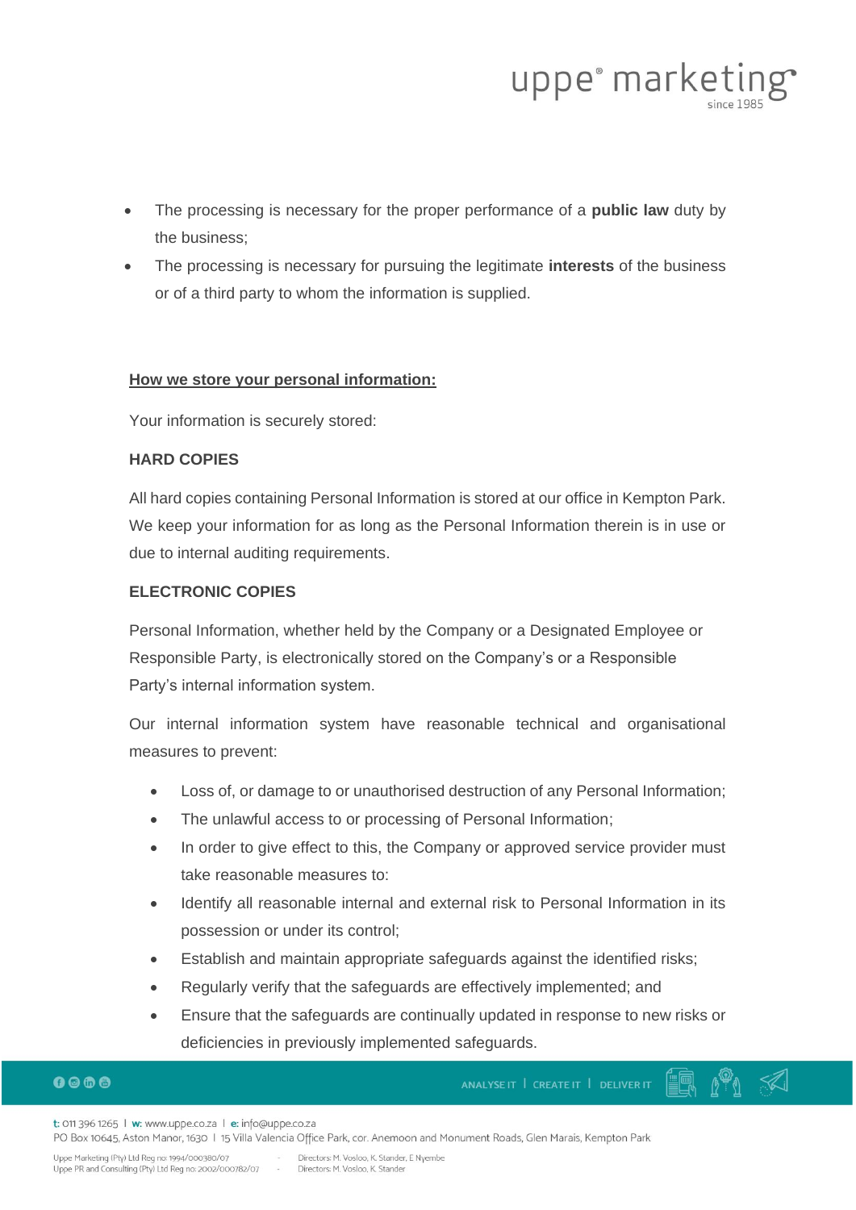- The processing is necessary for the proper performance of a **public law** duty by the business;
- The processing is necessary for pursuing the legitimate **interests** of the business or of a third party to whom the information is supplied.

## How we store your personal information:

Your information is securely stored:

**HARD COPIES**

All hard copies containing Personal Information is stored at our office in Kempton Park. We keep your information for as long as the Personal Information therein is in use or due to internal auditing requirements.

**ELECTRONIC COPIES**

Personal Information, whether held by the Company or a Designated Employee or Responsible Party, is electronically stored on the Company's or a Responsible Party's internal information system.

Our internal information system have reasonable technical and organisational measures to prevent:

- Loss of, or damage to or unauthorised destruction of any Personal Information;
- The unlawful access to or processing of Personal Information;
- In order to give effect to this, the Company or approved service provider must take reasonable measures to:
- Identify all reasonable internal and external risk to Personal Information in its possession or under its control;
- Establish and maintain appropriate safeguards against the identified risks;
- Regularly verify that the safeguards are effectively implemented; and
- Ensure that the safeguards are continually updated in response to new risks or deficiencies in previously implemented safeguards.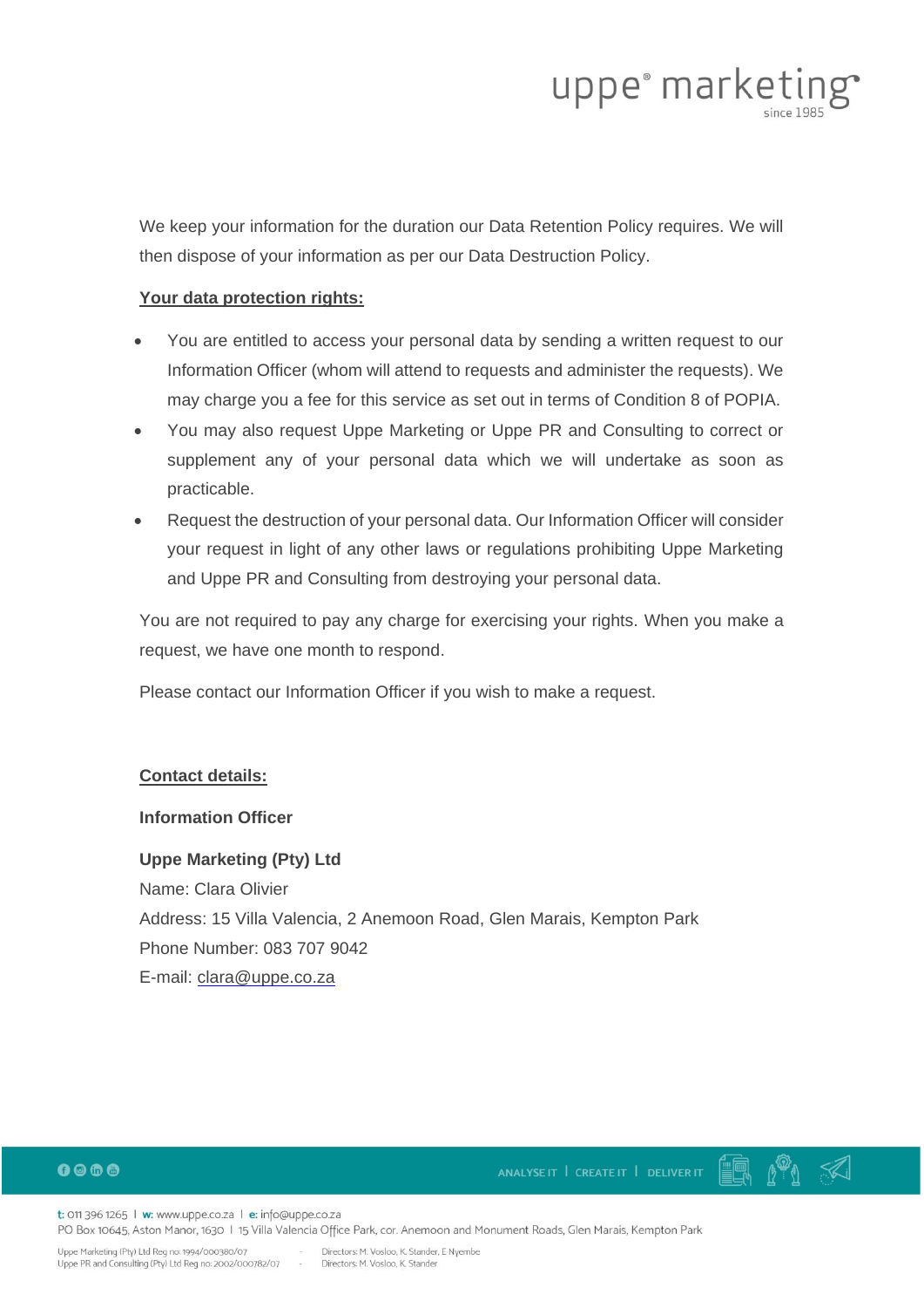We keep your information for the duration our Data Retention Policy requires. We will then dispose of your information as per our Data Destruction Policy.

**Your data protection rights:**

- You are entitled to access your personal data by sending a written request to our Information Officer (whom will attend to requests and administer the requests). We may charge you a fee for this service as set out in terms of Condition 8 of POPIA.
- You may also request Uppe Marketing or Uppe PR and Consulting to correct or supplement any of your personal data which we will undertake as soon as practicable.
- Request the destruction of your personal data. Our Information Officer will consider your request in light of any other laws or regulations prohibiting Uppe Marketing and Uppe PR and Consulting from destroying your personal data.

You are not required to pay any charge for exercising your rights. When you make a request, we have one month to respond.

Please contact our Information Officer if you wish to make a request.

**Contact details:**

**Information Officer**

**Uppe Marketing (Pty) Ltd**
Name: Clara Olivier
Address: 15 Villa Valencia, 2 Anemoon Road, Glen Marais, Kempton Park
Phone Number: 083 707 9042
E-mail: clara@uppe.co.za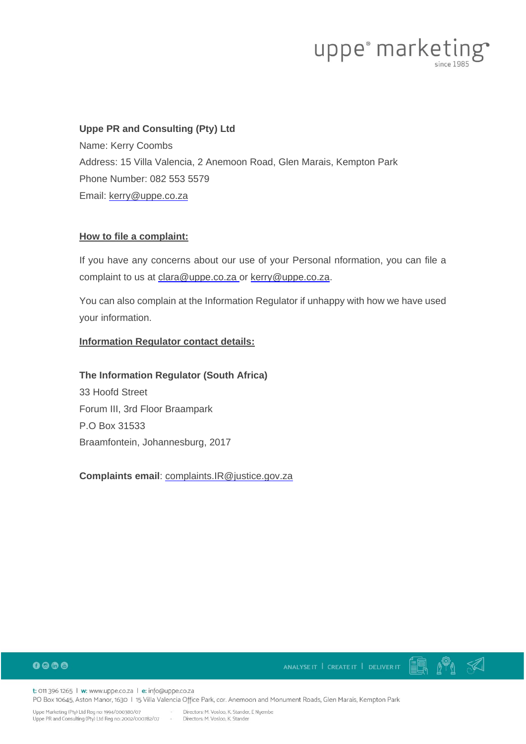**Uppe PR and Consulting (Pty) Ltd**

Name: Kerry Coombs

Address: 15 Villa Valencia, 2 Anemoon Road, Glen Marais, Kempton Park

Phone Number: 082 553 5579

Email: kerry@uppe.co.za

**How to file a complaint:**

If you have any concerns about our use of your Personal nformation, you can file a complaint to us at clara@uppe.co.za or kerry@uppe.co.za.

You can also complain at the Information Regulator if unhappy with how we have used your information.

**Information Regulator contact details:**

**The Information Regulator (South Africa)**

33 Hoofd Street

Forum III, 3rd Floor Braampark

P.O Box 31533

Braamfontein, Johannesburg, 2017

**Complaints email**: complaints.IR@justice.gov.za